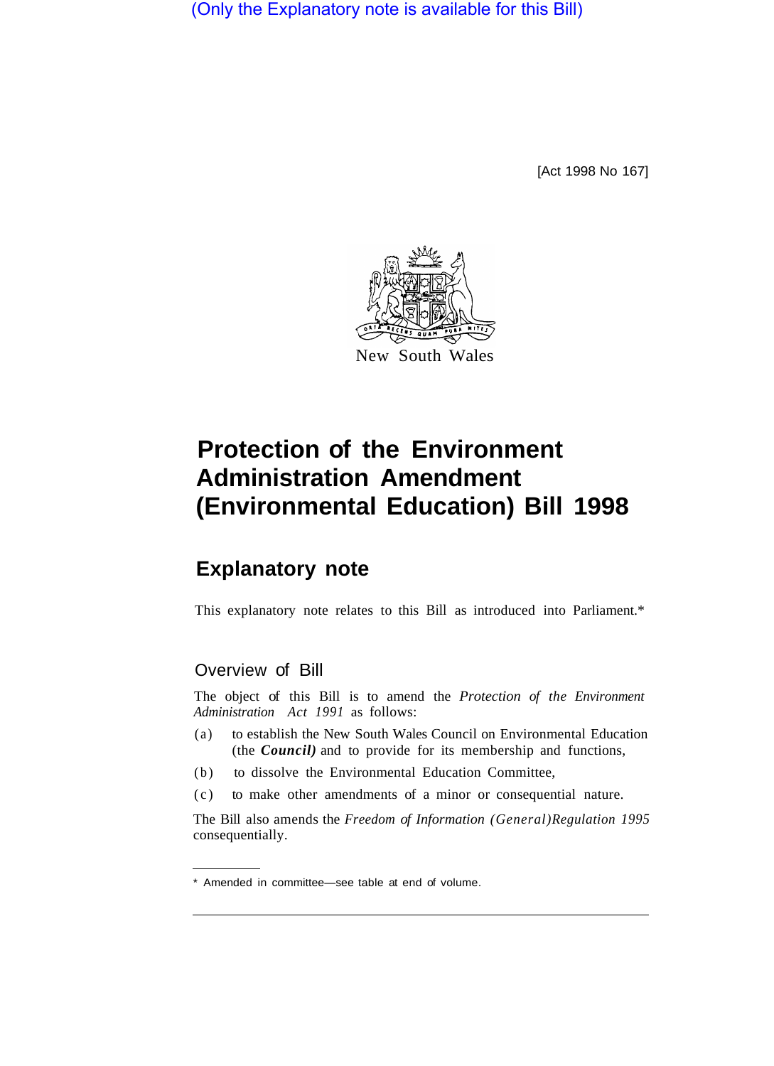(Only the Explanatory note is available for this Bill)

[Act 1998 No 167]

New South Wales

# Protection of the Environment Administration Amendment (Environmental Education) Bill 1998

## Explanatory note

This explanatory note relates to this Bill as introduced into Parliament.*

### Overview of Bill

The object of this Bill is to amend the *Protection of the Environment Administration Act 1991* as follows:

(a) to establish the New South Wales Council on Environmental Education (the ***Council)*** and to provide for its membership and functions,

(b) to dissolve the Environmental Education Committee,

(c) to make other amendments of a minor or consequential nature.

The Bill also amends the *Freedom of Information (General)Regulation 1995* consequentially.

* Amended in committee—see table at end of volume.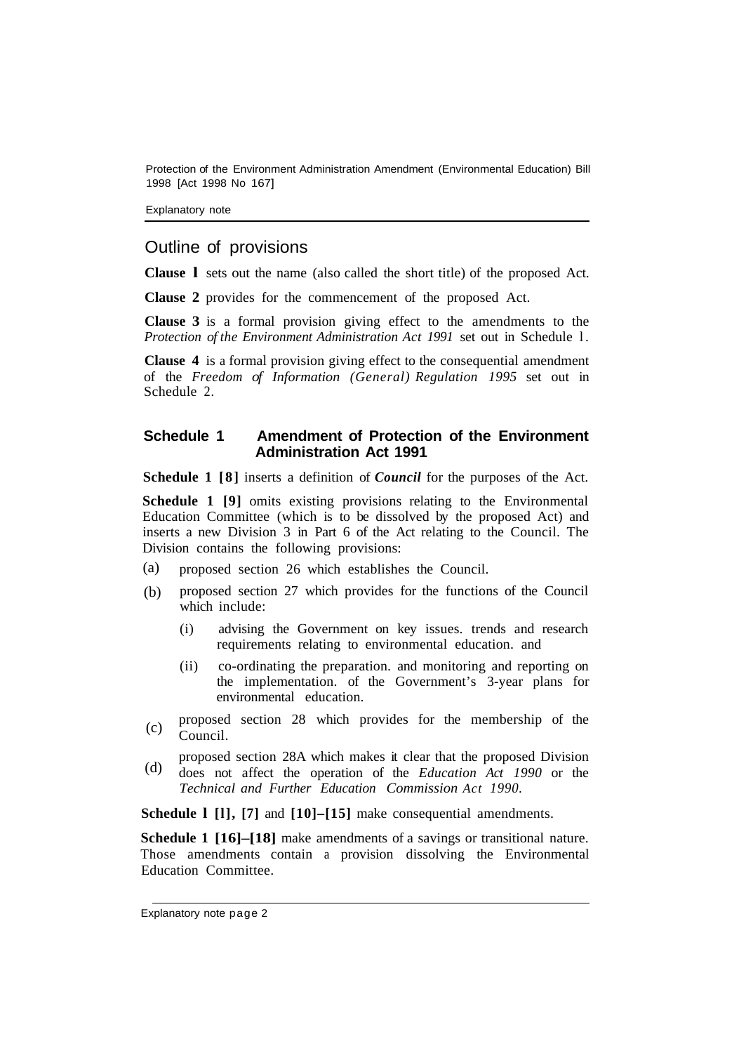## Outline of provisions

**Clause 1** sets out the name (also called the short title) of the proposed Act.

**Clause 2** provides for the commencement of the proposed Act.

**Clause 3** is a formal provision giving effect to the amendments to the *Protection of the Environment Administration Act 1991* set out in Schedule 1.

**Clause 4** is a formal provision giving effect to the consequential amendment of the *Freedom of Information (General) Regulation 1995* set out in Schedule 2.

### Schedule 1 Amendment of Protection of the Environment Administration Act 1991

**Schedule 1 [8]** inserts a definition of ***Council*** for the purposes of the Act.

**Schedule 1 [9]** omits existing provisions relating to the Environmental Education Committee (which is to be dissolved by the proposed Act) and inserts a new Division 3 in Part 6 of the Act relating to the Council. The Division contains the following provisions:

(a) proposed section 26 which establishes the Council.

(b) proposed section 27 which provides for the functions of the Council which include:

  (i) advising the Government on key issues. trends and research requirements relating to environmental education. and

  (ii) co-ordinating the preparation. and monitoring and reporting on the implementation. of the Government's 3-year plans for environmental education.

(c) proposed section 28 which provides for the membership of the Council.

(d) proposed section 28A which makes it clear that the proposed Division does not affect the operation of the *Education Act 1990* or the *Technical and Further Education Commission Act 1990*.

**Schedule 1 [1], [7]** and **[10]–[15]** make consequential amendments.

**Schedule 1 [16]–[18]** make amendments of a savings or transitional nature. Those amendments contain a provision dissolving the Environmental Education Committee.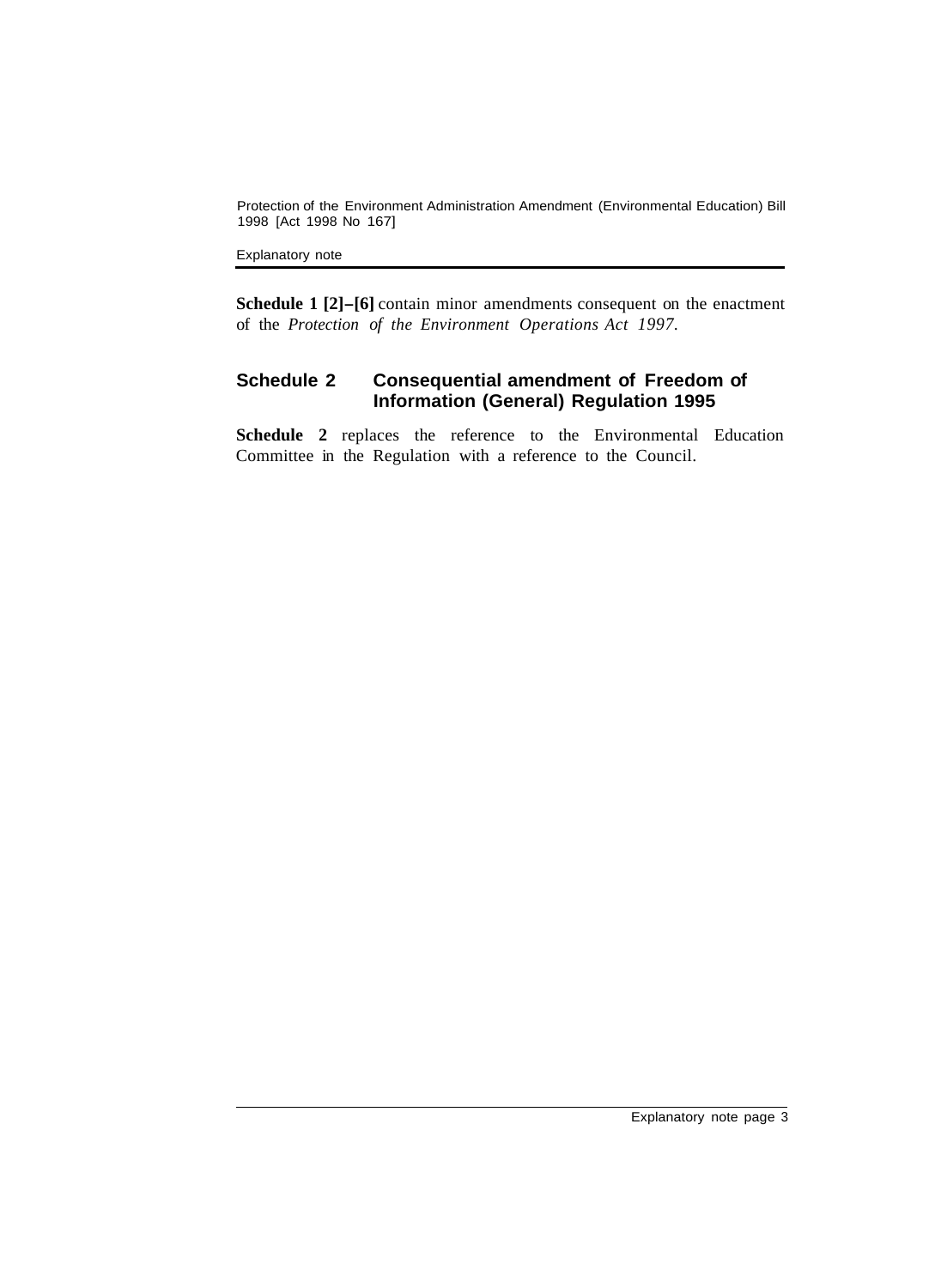**Schedule 1 [2]–[6]** contain minor amendments consequent on the enactment of the *Protection of the Environment Operations Act 1997*.

## Schedule 2 Consequential amendment of Freedom of Information (General) Regulation 1995

**Schedule 2** replaces the reference to the Environmental Education Committee in the Regulation with a reference to the Council.